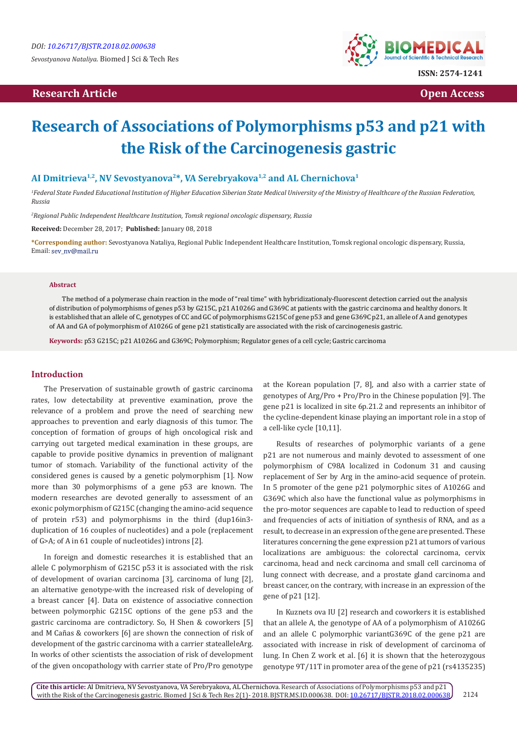**Research Article** **Open Access**

# Research of Associations of Polymorphisms p53 and p21 with the Risk of the Carcinogenesis gastric

**AI Dmitrieva[1,2], NV Sevostyanova[2]*, VA Serebryakova[1,2] and AL Chernichova[1]**

*[1]Federal State Funded Educational Institution of Higher Education Siberian State Medical University of the Ministry of Healthcare of the Russian Federation, Russia*

*[2]Regional Public Independent Healthcare Institution, Tomsk regional oncologic dispensary, Russia*

**Received:** December 28, 2017; **Published:** January 08, 2018

**\*Corresponding author:** Sevostyanova Nataliya, Regional Public Independent Healthcare Institution, Tomsk regional oncologic dispensary, Russia, Email: sev_nv@mail.ru

## Abstract

The method of a polymerase chain reaction in the mode of "real time" with hybridizationaly-fluorescent detection carried out the analysis of distribution of polymorphisms of genes p53 by G215C, p21 A1026G and G369C at patients with the gastric carcinoma and healthy donors. It is established that an allele of C, genotypes of CC and GC of polymorphisms G215C of gene p53 and gene G369C p21, an allele of A and genotypes of AA and GA of polymorphism of A1026G of gene p21 statistically are associated with the risk of carcinogenesis gastric.

**Keywords:** p53 G215C; p21 A1026G and G369C; Polymorphism; Regulator genes of a cell cycle; Gastric carcinoma

## Introduction

The Preservation of sustainable growth of gastric carcinoma rates, low detectability at preventive examination, prove the relevance of a problem and prove the need of searching new approaches to prevention and early diagnosis of this tumor. The conception of formation of groups of high oncological risk and carrying out targeted medical examination in these groups, are capable to provide positive dynamics in prevention of malignant tumor of stomach. Variability of the functional activity of the considered genes is caused by a genetic polymorphism [1]. Now more than 30 polymorphisms of a gene p53 are known. The modern researches are devoted generally to assessment of an exonic polymorphism of G215C (changing the amino-acid sequence of protein r53) and polymorphisms in the third (dup16in3-duplication of 16 couples of nucleotides) and a pole (replacement of G>A; of A in 61 couple of nucleotides) introns [2].

In foreign and domestic researches it is established that an allele C polymorphism of G215C p53 it is associated with the risk of development of ovarian carcinoma [3], carcinoma of lung [2], an alternative genotype-with the increased risk of developing of a breast cancer [4]. Data on existence of associative connection between polymorphic G215C options of the gene p53 and the gastric carcinoma are contradictory. So, H Shen & coworkers [5] and M Cañas & coworkers [6] are shown the connection of risk of development of the gastric carcinoma with a carrier statealleleArg. In works of other scientists the association of risk of development of the given oncopathology with carrier state of Pro/Pro genotype at the Korean population [7, 8], and also with a carrier state of genotypes of Arg/Pro + Pro/Pro in the Chinese population [9]. The gene p21 is localized in site 6p.21.2 and represents an inhibitor of the cycline-dependent kinase playing an important role in a stop of a cell-like cycle [10,11].

Results of researches of polymorphic variants of a gene p21 are not numerous and mainly devoted to assessment of one polymorphism of C98A localized in Codonum 31 and causing replacement of Ser by Arg in the amino-acid sequence of protein. In 5 promoter of the gene p21 polymorphic sites of A1026G and G369C which also have the functional value as polymorphisms in the pro-motor sequences are capable to lead to reduction of speed and frequencies of acts of initiation of synthesis of RNA, and as a result, to decrease in an expression of the gene are presented. These literatures concerning the gene expression p21 at tumors of various localizations are ambiguous: the colorectal carcinoma, cervix carcinoma, head and neck carcinoma and small cell carcinoma of lung connect with decrease, and a prostate gland carcinoma and breast cancer, on the contrary, with increase in an expression of the gene of p21 [12].

In Kuznets ova IU [2] research and coworkers it is established that an allele A, the genotype of AA of a polymorphism of A1026G and an allele C polymorphic variantG369C of the gene p21 are associated with increase in risk of development of carcinoma of lung. In Chen Z work et al. [6] it is shown that the heterozygous genotype 9T/11T in promoter area of the gene of p21 (rs4135235)

**Cite this article:** AI Dmitrieva, NV Sevostyanova, VA Serebryakova, AL Chernichova. Research of Associations of Polymorphisms p53 and p21 with the Risk of the Carcinogenesis gastric. Biomed J Sci & Tech Res 2(1)- 2018. BJSTR.MS.ID.000638. DOI: 10.26717/BJSTR.2018.02.000638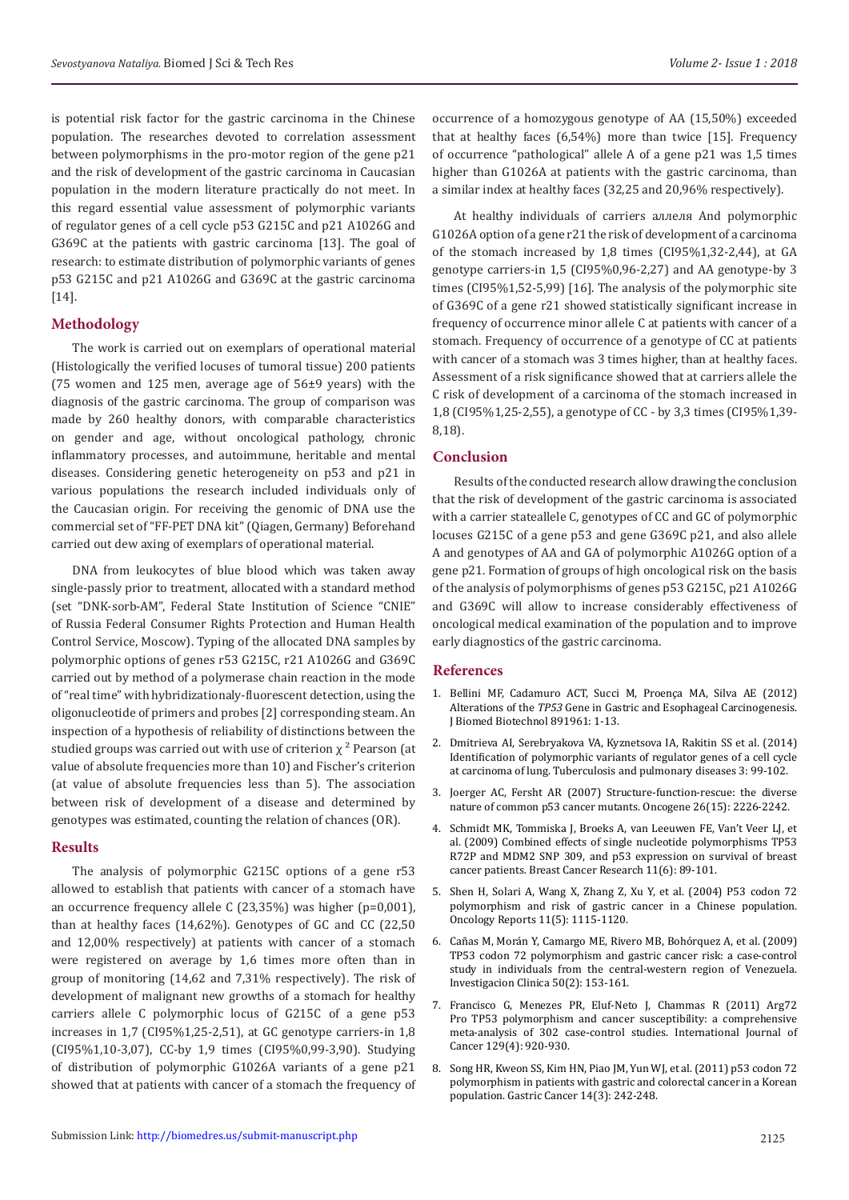is potential risk factor for the gastric carcinoma in the Chinese population. The researches devoted to correlation assessment between polymorphisms in the pro-motor region of the gene p21 and the risk of development of the gastric carcinoma in Caucasian population in the modern literature practically do not meet. In this regard essential value assessment of polymorphic variants of regulator genes of a cell cycle p53 G215C and p21 A1026G and G369C at the patients with gastric carcinoma [13]. The goal of research: to estimate distribution of polymorphic variants of genes p53 G215C and p21 A1026G and G369C at the gastric carcinoma [14].

## Methodology

The work is carried out on exemplars of operational material (Histologically the verified locuses of tumoral tissue) 200 patients (75 women and 125 men, average age of 56±9 years) with the diagnosis of the gastric carcinoma. The group of comparison was made by 260 healthy donors, with comparable characteristics on gender and age, without oncological pathology, chronic inflammatory processes, and autoimmune, heritable and mental diseases. Considering genetic heterogeneity on p53 and p21 in various populations the research included individuals only of the Caucasian origin. For receiving the genomic of DNA use the commercial set of "FF-PET DNA kit" (Qiagen, Germany) Beforehand carried out dew axing of exemplars of operational material.

DNA from leukocytes of blue blood which was taken away single-passly prior to treatment, allocated with a standard method (set "DNK-sorb-AM", Federal State Institution of Science "CNIE" of Russia Federal Consumer Rights Protection and Human Health Control Service, Moscow). Typing of the allocated DNA samples by polymorphic options of genes r53 G215C, r21 A1026G and G369C carried out by method of a polymerase chain reaction in the mode of "real time" with hybridizationaly-fluorescent detection, using the oligonucleotide of primers and probes [2] corresponding steam. An inspection of a hypothesis of reliability of distinctions between the studied groups was carried out with use of criterion $\chi^2$ Pearson (at value of absolute frequencies more than 10) and Fischer's criterion (at value of absolute frequencies less than 5). The association between risk of development of a disease and determined by genotypes was estimated, counting the relation of chances (OR).

## Results

The analysis of polymorphic G215C options of a gene r53 allowed to establish that patients with cancer of a stomach have an occurrence frequency allele C (23,35%) was higher (p=0,001), than at healthy faces (14,62%). Genotypes of GC and CC (22,50 and 12,00% respectively) at patients with cancer of a stomach were registered on average by 1,6 times more often than in group of monitoring (14,62 and 7,31% respectively). The risk of development of malignant new growths of a stomach for healthy carriers allele C polymorphic locus of G215C of a gene p53 increases in 1,7 (CI95%1,25-2,51), at GC genotype carriers-in 1,8 (CI95%1,10-3,07), CC-by 1,9 times (CI95%0,99-3,90). Studying of distribution of polymorphic G1026A variants of a gene p21 showed that at patients with cancer of a stomach the frequency of occurrence of a homozygous genotype of AA (15,50%) exceeded that at healthy faces (6,54%) more than twice [15]. Frequency of occurrence "pathological" allele A of a gene p21 was 1,5 times higher than G1026A at patients with the gastric carcinoma, than a similar index at healthy faces (32,25 and 20,96% respectively).

At healthy individuals of carriers аллеля And polymorphic G1026A option of a gene r21 the risk of development of a carcinoma of the stomach increased by 1,8 times (CI95%1,32-2,44), at GA genotype carriers-in 1,5 (CI95%0,96-2,27) and AA genotype-by 3 times (CI95%1,52-5,99) [16]. The analysis of the polymorphic site of G369C of a gene r21 showed statistically significant increase in frequency of occurrence minor allele C at patients with cancer of a stomach. Frequency of occurrence of a genotype of CC at patients with cancer of a stomach was 3 times higher, than at healthy faces. Assessment of a risk significance showed that at carriers allele the C risk of development of a carcinoma of the stomach increased in 1,8 (CI95%1,25-2,55), a genotype of CC - by 3,3 times (CI95%1,39-8,18).

## Conclusion

Results of the conducted research allow drawing the conclusion that the risk of development of the gastric carcinoma is associated with a carrier stateallele C, genotypes of CC and GC of polymorphic locuses G215C of a gene p53 and gene G369C p21, and also allele A and genotypes of AA and GA of polymorphic A1026G option of a gene p21. Formation of groups of high oncological risk on the basis of the analysis of polymorphisms of genes p53 G215C, p21 A1026G and G369C will allow to increase considerably effectiveness of oncological medical examination of the population and to improve early diagnostics of the gastric carcinoma.

## References

1. Bellini MF, Cadamuro ACT, Succi M, Proença MA, Silva AE (2012) Alterations of the *TP53* Gene in Gastric and Esophageal Carcinogenesis. J Biomed Biotechnol 891961: 1-13.
2. Dmitrieva AI, Serebryakova VA, Kyznetsova IA, Rakitin SS et al. (2014) Identification of polymorphic variants of regulator genes of a cell cycle at carcinoma of lung. Tuberculosis and pulmonary diseases 3: 99-102.
3. Joerger AC, Fersht AR (2007) Structure-function-rescue: the diverse nature of common p53 cancer mutants. Oncogene 26(15): 2226-2242.
4. Schmidt MK, Tommiska J, Broeks A, van Leeuwen FE, Van't Veer LJ, et al. (2009) Combined effects of single nucleotide polymorphisms TP53 R72P and MDM2 SNP 309, and p53 expression on survival of breast cancer patients. Breast Cancer Research 11(6): 89-101.
5. Shen H, Solari A, Wang X, Zhang Z, Xu Y, et al. (2004) P53 codon 72 polymorphism and risk of gastric cancer in a Chinese population. Oncology Reports 11(5): 1115-1120.
6. Cañas M, Morán Y, Camargo ME, Rivero MB, Bohórquez A, et al. (2009) TP53 codon 72 polymorphism and gastric cancer risk: a case-control study in individuals from the central-western region of Venezuela. Investigacion Clinica 50(2): 153-161.
7. Francisco G, Menezes PR, Eluf-Neto J, Chammas R (2011) Arg72 Pro TP53 polymorphism and cancer susceptibility: a comprehensive meta-analysis of 302 case-control studies. International Journal of Cancer 129(4): 920-930.
8. Song HR, Kweon SS, Kim HN, Piao JM, Yun WJ, et al. (2011) p53 codon 72 polymorphism in patients with gastric and colorectal cancer in a Korean population. Gastric Cancer 14(3): 242-248.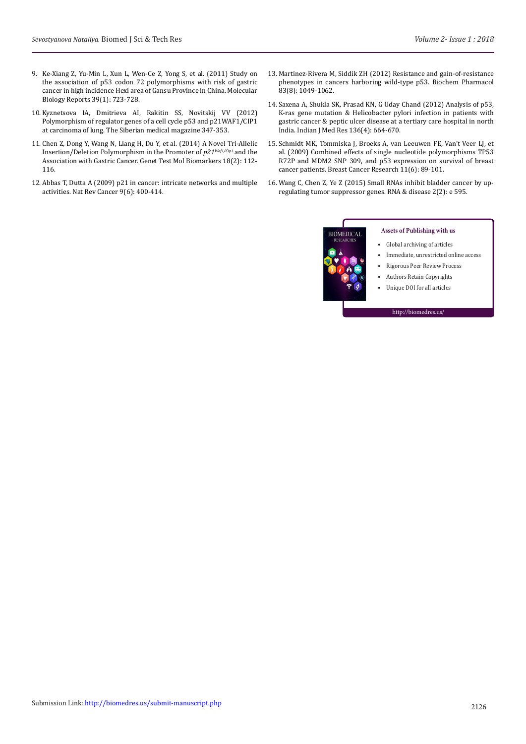9. Ke-Xiang Z, Yu-Min L, Xun L, Wen-Ce Z, Yong S, et al. (2011) Study on the association of p53 codon 72 polymorphisms with risk of gastric cancer in high incidence Hexi area of Gansu Province in China. Molecular Biology Reports 39(1): 723-728.

10. Kyznetsova IA, Dmitrieva AI, Rakitin SS, Novitskij VV (2012) Polymorphism of regulator genes of a cell cycle p53 and p21WAF1/CIP1 at carcinoma of lung. The Siberian medical magazine 347-353.

11. Chen Z, Dong Y, Wang N, Liang H, Du Y, et al. (2014) A Novel Tri-Allelic Insertion/Deletion Polymorphism in the Promoter of *p21$^{Waf1/Cip1}$* and the Association with Gastric Cancer. Genet Test Mol Biomarkers 18(2): 112-116.

12. Abbas T, Dutta A (2009) p21 in cancer: intricate networks and multiple activities. Nat Rev Cancer 9(6): 400-414.

13. Martinez-Rivera M, Siddik ZH (2012) Resistance and gain-of-resistance phenotypes in cancers harboring wild-type p53. Biochem Pharmacol 83(8): 1049-1062.

14. Saxena A, Shukla SK, Prasad KN, G Uday Chand (2012) Analysis of p53, K-ras gene mutation & Helicobacter pylori infection in patients with gastric cancer & peptic ulcer disease at a tertiary care hospital in north India. Indian J Med Res 136(4): 664-670.

15. Schmidt MK, Tommiska J, Broeks A, van Leeuwen FE, Van't Veer LJ, et al. (2009) Combined effects of single nucleotide polymorphisms TP53 R72P and MDM2 SNP 309, and p53 expression on survival of breast cancer patients. Breast Cancer Research 11(6): 89-101.

16. Wang C, Chen Z, Ye Z (2015) Small RNAs inhibit bladder cancer by up-regulating tumor suppressor genes. RNA & disease 2(2): e 595.

**Assets of Publishing with us**

- Global archiving of articles
- Immediate, unrestricted online access
- Rigorous Peer Review Process
- Authors Retain Copyrights
- Unique DOI for all articles

http://biomedres.us/

Submission Link: http://biomedres.us/submit-manuscript.php